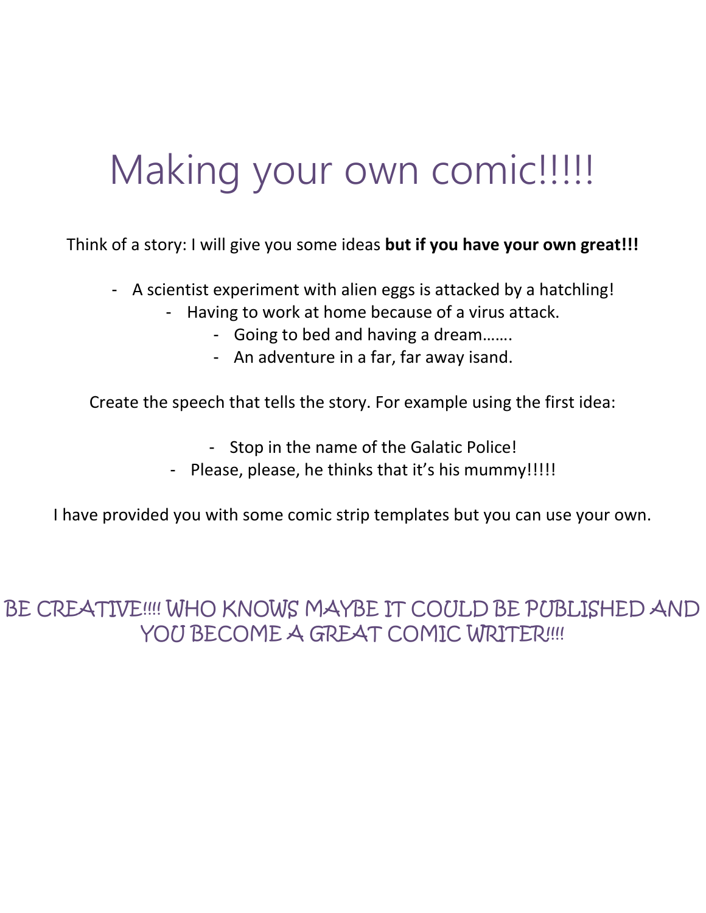# Making your own comic!!!!!

Think of a story: I will give you some ideas **but if you have your own great!!!**

- A scientist experiment with alien eggs is attacked by a hatchling!
- Having to work at home because of a virus attack.
- Going to bed and having a dream…….
- An adventure in a far, far away isand.

Create the speech that tells the story. For example using the first idea:

- Stop in the name of the Galatic Police!
- Please, please, he thinks that it's his mummy!!!!!

I have provided you with some comic strip templates but you can use your own.

BE CREATIVE!!!! WHO KNOWS MAYBE IT COULD BE PUBLISHED AND YOU BECOME A GREAT COMIC WRITER!!!!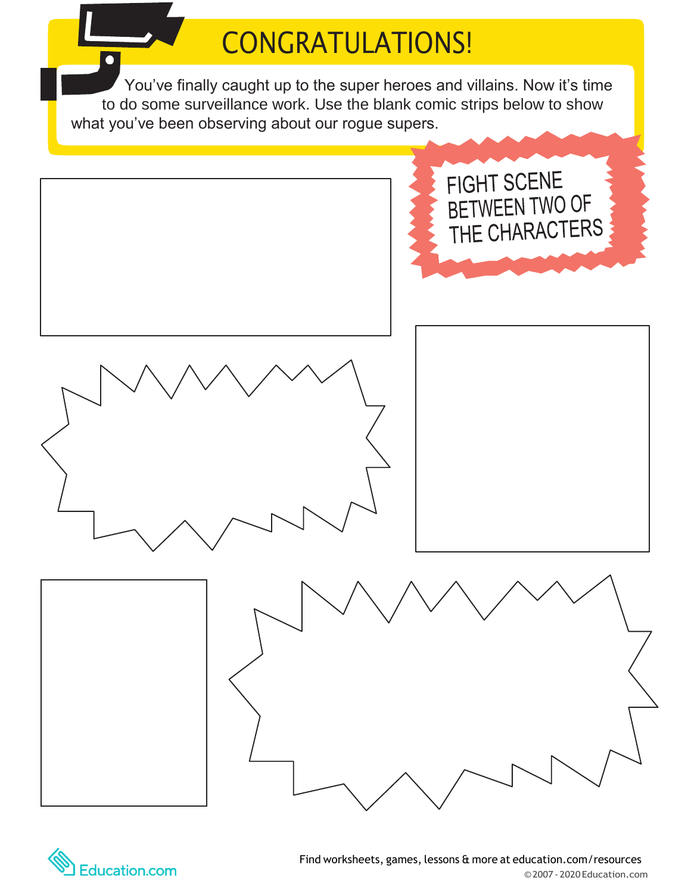# CONGRATULATIONS!

You've finally caught up to the super heroes and villains. Now it's time to do some surveillance work. Use the blank comic strips below to show what you've been observing about our rogue supers.

FIGHT SCENE BETWEEN TWO OF THE CHARACTERS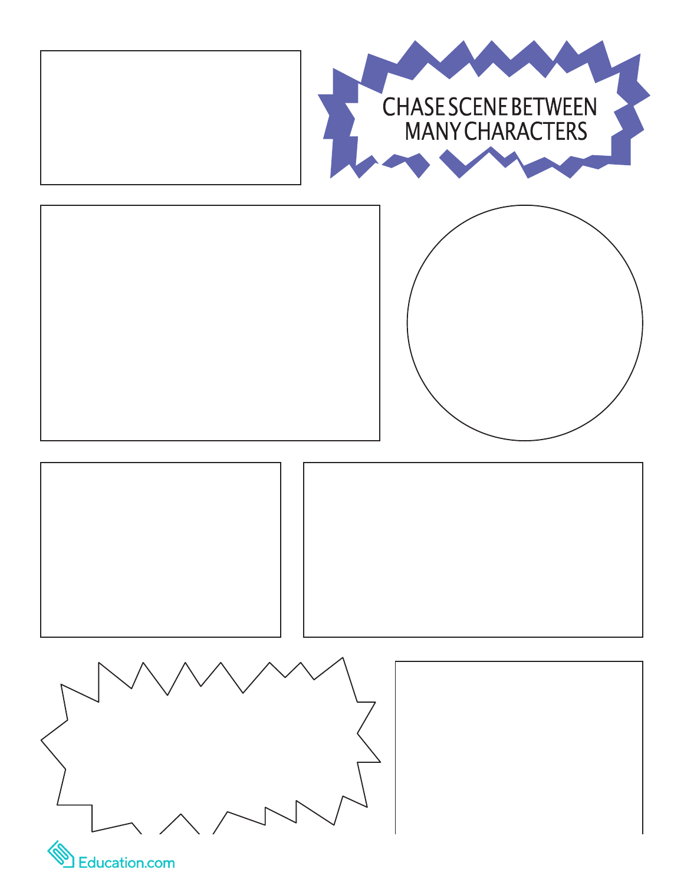# CHASE SCENE BETWEEN MANY CHARACTERS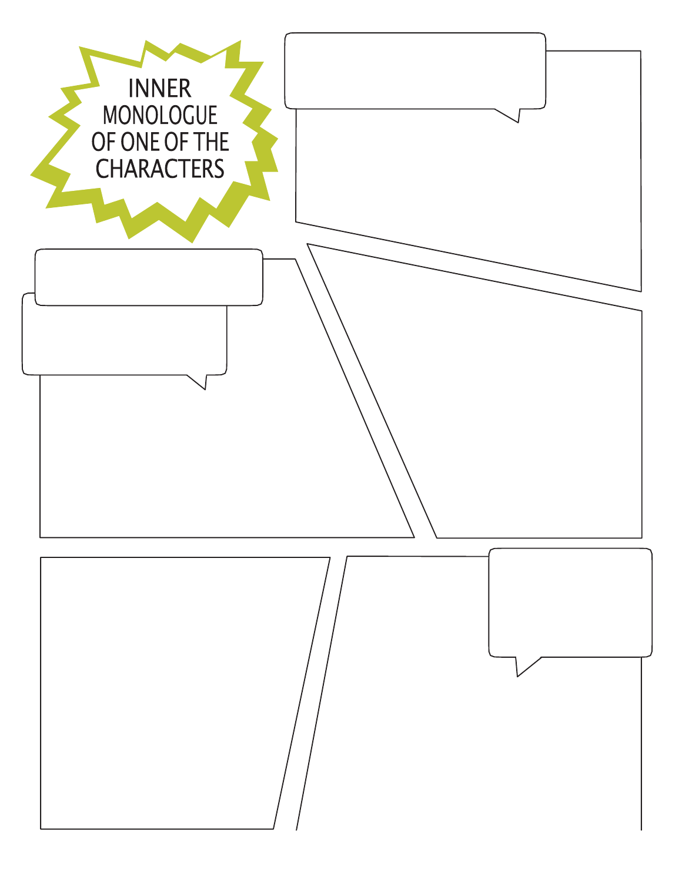INNER MONOLOGUE OF ONE OF THE CHARACTERS